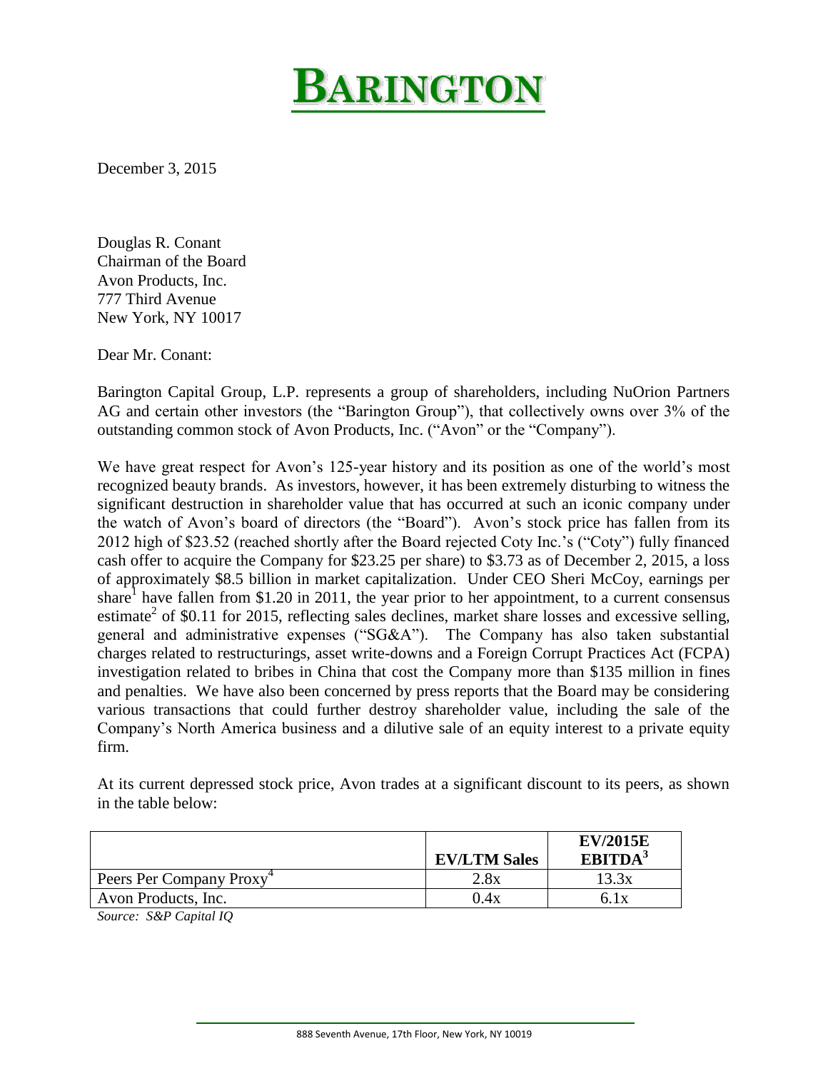# BARINGTON

December 3, 2015

Douglas R. Conant
Chairman of the Board
Avon Products, Inc.
777 Third Avenue
New York, NY 10017

Dear Mr. Conant:

Barington Capital Group, L.P. represents a group of shareholders, including NuOrion Partners AG and certain other investors (the "Barington Group"), that collectively owns over 3% of the outstanding common stock of Avon Products, Inc. ("Avon" or the "Company").

We have great respect for Avon's 125-year history and its position as one of the world's most recognized beauty brands. As investors, however, it has been extremely disturbing to witness the significant destruction in shareholder value that has occurred at such an iconic company under the watch of Avon's board of directors (the "Board"). Avon's stock price has fallen from its 2012 high of $23.52 (reached shortly after the Board rejected Coty Inc.'s ("Coty") fully financed cash offer to acquire the Company for $23.25 per share) to $3.73 as of December 2, 2015, a loss of approximately $8.5 billion in market capitalization. Under CEO Sheri McCoy, earnings per share[1] have fallen from $1.20 in 2011, the year prior to her appointment, to a current consensus estimate[2] of $0.11 for 2015, reflecting sales declines, market share losses and excessive selling, general and administrative expenses ("SG&A"). The Company has also taken substantial charges related to restructurings, asset write-downs and a Foreign Corrupt Practices Act (FCPA) investigation related to bribes in China that cost the Company more than $135 million in fines and penalties. We have also been concerned by press reports that the Board may be considering various transactions that could further destroy shareholder value, including the sale of the Company's North America business and a dilutive sale of an equity interest to a private equity firm.

At its current depressed stock price, Avon trades at a significant discount to its peers, as shown in the table below:

| | EV/LTM Sales | EV/2015E EBITDA[3] |
|---|---|---|
| Peers Per Company Proxy[4] | 2.8x | 13.3x |
| Avon Products, Inc. | 0.4x | 6.1x |

*Source: S&P Capital IQ*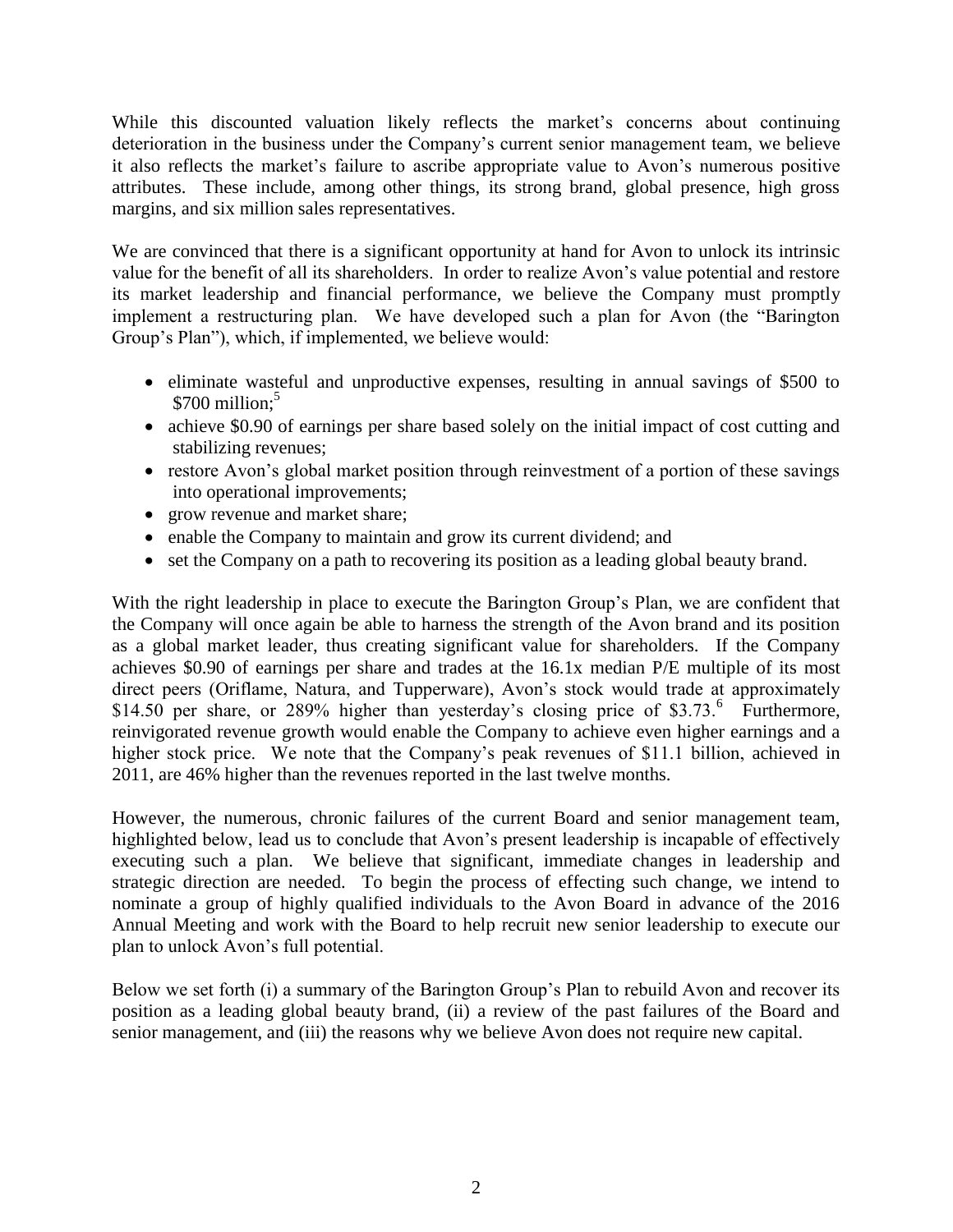While this discounted valuation likely reflects the market's concerns about continuing deterioration in the business under the Company's current senior management team, we believe it also reflects the market's failure to ascribe appropriate value to Avon's numerous positive attributes. These include, among other things, its strong brand, global presence, high gross margins, and six million sales representatives.

We are convinced that there is a significant opportunity at hand for Avon to unlock its intrinsic value for the benefit of all its shareholders. In order to realize Avon's value potential and restore its market leadership and financial performance, we believe the Company must promptly implement a restructuring plan. We have developed such a plan for Avon (the "Barington Group's Plan"), which, if implemented, we believe would:

- eliminate wasteful and unproductive expenses, resulting in annual savings of $500 to $700 million;[5]
- achieve $0.90 of earnings per share based solely on the initial impact of cost cutting and stabilizing revenues;
- restore Avon's global market position through reinvestment of a portion of these savings into operational improvements;
- grow revenue and market share;
- enable the Company to maintain and grow its current dividend; and
- set the Company on a path to recovering its position as a leading global beauty brand.

With the right leadership in place to execute the Barington Group's Plan, we are confident that the Company will once again be able to harness the strength of the Avon brand and its position as a global market leader, thus creating significant value for shareholders. If the Company achieves $0.90 of earnings per share and trades at the 16.1x median P/E multiple of its most direct peers (Oriflame, Natura, and Tupperware), Avon's stock would trade at approximately $14.50 per share, or 289% higher than yesterday's closing price of $3.73.[6] Furthermore, reinvigorated revenue growth would enable the Company to achieve even higher earnings and a higher stock price. We note that the Company's peak revenues of $11.1 billion, achieved in 2011, are 46% higher than the revenues reported in the last twelve months.

However, the numerous, chronic failures of the current Board and senior management team, highlighted below, lead us to conclude that Avon's present leadership is incapable of effectively executing such a plan. We believe that significant, immediate changes in leadership and strategic direction are needed. To begin the process of effecting such change, we intend to nominate a group of highly qualified individuals to the Avon Board in advance of the 2016 Annual Meeting and work with the Board to help recruit new senior leadership to execute our plan to unlock Avon's full potential.

Below we set forth (i) a summary of the Barington Group's Plan to rebuild Avon and recover its position as a leading global beauty brand, (ii) a review of the past failures of the Board and senior management, and (iii) the reasons why we believe Avon does not require new capital.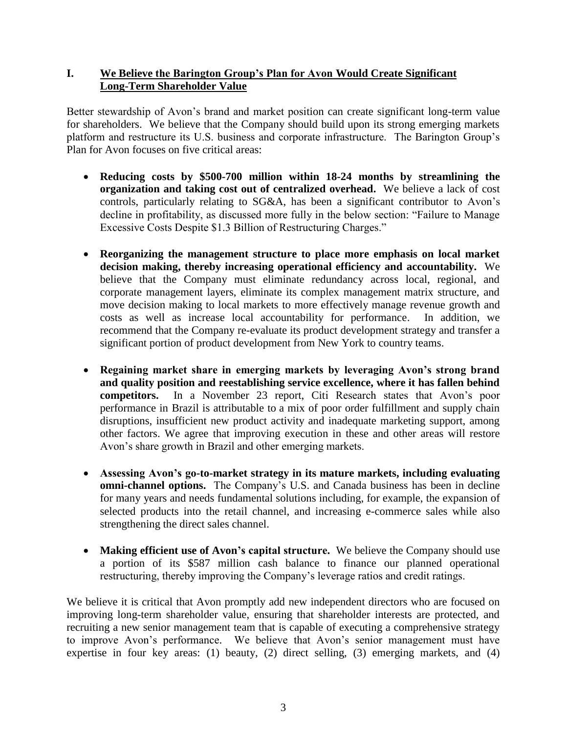## I. We Believe the Barington Group's Plan for Avon Would Create Significant Long-Term Shareholder Value

Better stewardship of Avon's brand and market position can create significant long-term value for shareholders. We believe that the Company should build upon its strong emerging markets platform and restructure its U.S. business and corporate infrastructure. The Barington Group's Plan for Avon focuses on five critical areas:

- **Reducing costs by $500-700 million within 18-24 months by streamlining the organization and taking cost out of centralized overhead.** We believe a lack of cost controls, particularly relating to SG&A, has been a significant contributor to Avon's decline in profitability, as discussed more fully in the below section: "Failure to Manage Excessive Costs Despite $1.3 Billion of Restructuring Charges."

- **Reorganizing the management structure to place more emphasis on local market decision making, thereby increasing operational efficiency and accountability.** We believe that the Company must eliminate redundancy across local, regional, and corporate management layers, eliminate its complex management matrix structure, and move decision making to local markets to more effectively manage revenue growth and costs as well as increase local accountability for performance. In addition, we recommend that the Company re-evaluate its product development strategy and transfer a significant portion of product development from New York to country teams.

- **Regaining market share in emerging markets by leveraging Avon's strong brand and quality position and reestablishing service excellence, where it has fallen behind competitors.** In a November 23 report, Citi Research states that Avon's poor performance in Brazil is attributable to a mix of poor order fulfillment and supply chain disruptions, insufficient new product activity and inadequate marketing support, among other factors. We agree that improving execution in these and other areas will restore Avon's share growth in Brazil and other emerging markets.

- **Assessing Avon's go-to-market strategy in its mature markets, including evaluating omni-channel options.** The Company's U.S. and Canada business has been in decline for many years and needs fundamental solutions including, for example, the expansion of selected products into the retail channel, and increasing e-commerce sales while also strengthening the direct sales channel.

- **Making efficient use of Avon's capital structure.** We believe the Company should use a portion of its $587 million cash balance to finance our planned operational restructuring, thereby improving the Company's leverage ratios and credit ratings.

We believe it is critical that Avon promptly add new independent directors who are focused on improving long-term shareholder value, ensuring that shareholder interests are protected, and recruiting a new senior management team that is capable of executing a comprehensive strategy to improve Avon's performance. We believe that Avon's senior management must have expertise in four key areas: (1) beauty, (2) direct selling, (3) emerging markets, and (4)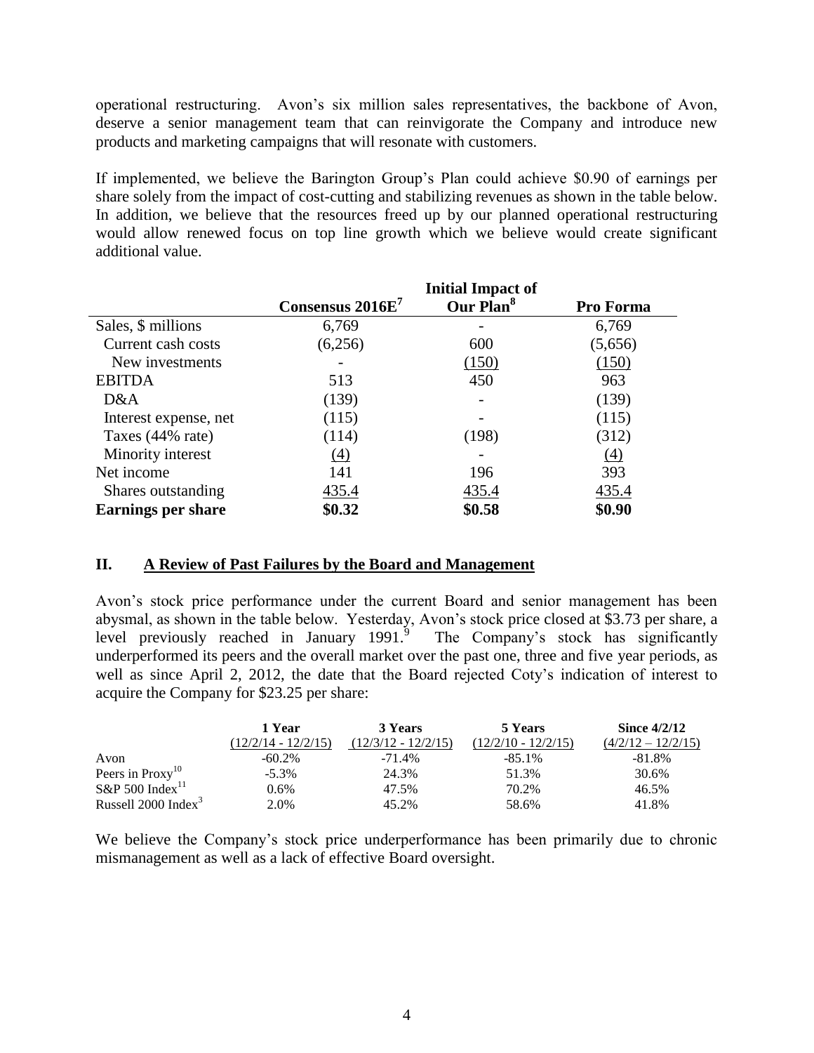operational restructuring. Avon's six million sales representatives, the backbone of Avon, deserve a senior management team that can reinvigorate the Company and introduce new products and marketing campaigns that will resonate with customers.

If implemented, we believe the Barington Group's Plan could achieve $0.90 of earnings per share solely from the impact of cost-cutting and stabilizing revenues as shown in the table below. In addition, we believe that the resources freed up by our planned operational restructuring would allow renewed focus on top line growth which we believe would create significant additional value.

| | Consensus 2016E[7] | Initial Impact of Our Plan[8] | Pro Forma |
|---|---|---|---|
| Sales, $ millions | 6,769 | - | 6,769 |
| Current cash costs | (6,256) | 600 | (5,656) |
| New investments | - | (150) | (150) |
| EBITDA | 513 | 450 | 963 |
| D&A | (139) | - | (139) |
| Interest expense, net | (115) | - | (115) |
| Taxes (44% rate) | (114) | (198) | (312) |
| Minority interest | (4) | - | (4) |
| Net income | 141 | 196 | 393 |
| Shares outstanding | 435.4 | 435.4 | 435.4 |
| **Earnings per share** | **$0.32** | **$0.58** | **$0.90** |

## II. A Review of Past Failures by the Board and Management

Avon's stock price performance under the current Board and senior management has been abysmal, as shown in the table below. Yesterday, Avon's stock price closed at $3.73 per share, a level previously reached in January 1991.[9] The Company's stock has significantly underperformed its peers and the overall market over the past one, three and five year periods, as well as since April 2, 2012, the date that the Board rejected Coty's indication of interest to acquire the Company for $23.25 per share:

| | 1 Year (12/2/14 - 12/2/15) | 3 Years (12/3/12 - 12/2/15) | 5 Years (12/2/10 - 12/2/15) | Since 4/2/12 (4/2/12 – 12/2/15) |
|---|---|---|---|---|
| Avon | -60.2% | -71.4% | -85.1% | -81.8% |
| Peers in Proxy[10] | -5.3% | 24.3% | 51.3% | 30.6% |
| S&P 500 Index[11] | 0.6% | 47.5% | 70.2% | 46.5% |
| Russell 2000 Index[3] | 2.0% | 45.2% | 58.6% | 41.8% |

We believe the Company's stock price underperformance has been primarily due to chronic mismanagement as well as a lack of effective Board oversight.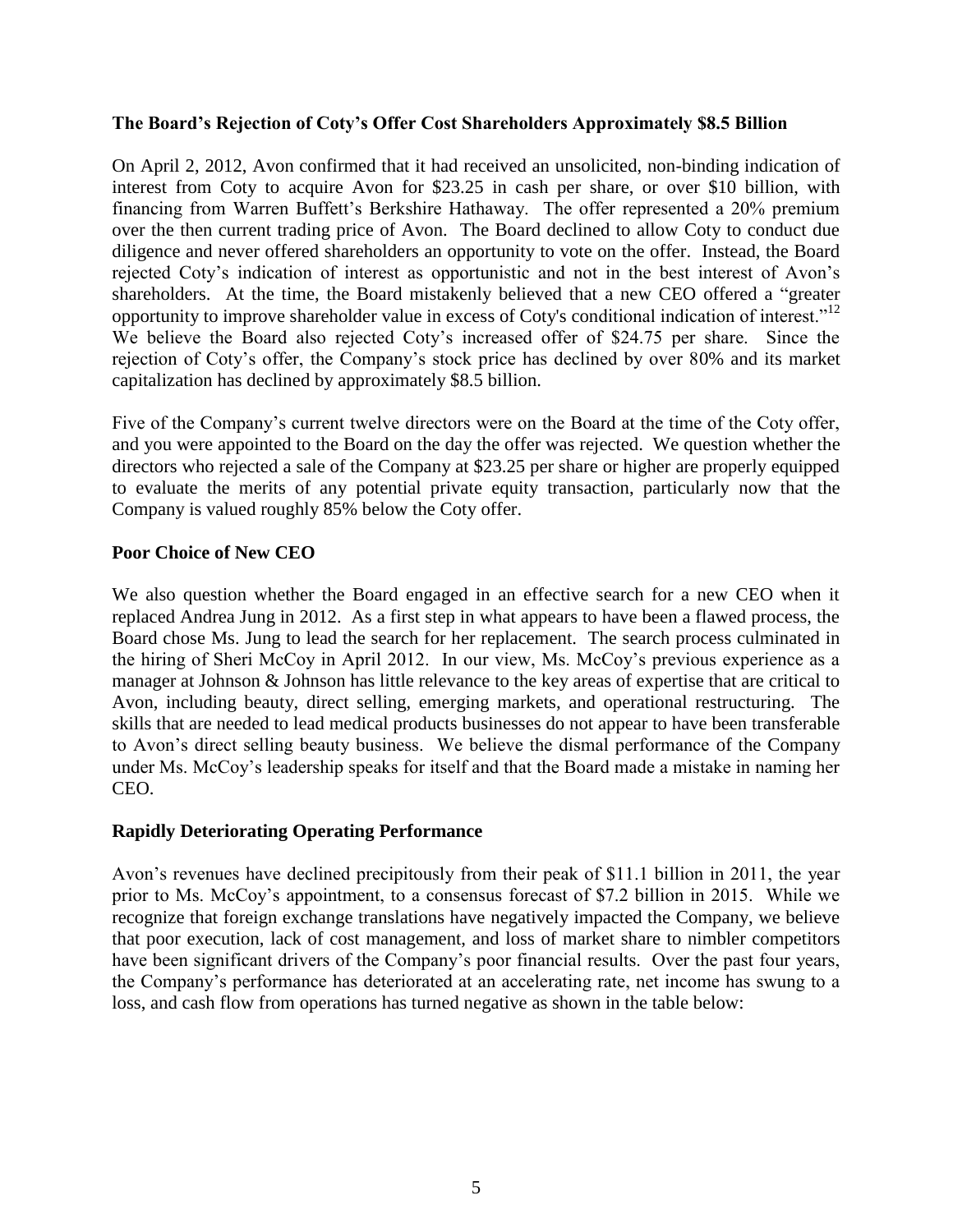**The Board's Rejection of Coty's Offer Cost Shareholders Approximately $8.5 Billion**

On April 2, 2012, Avon confirmed that it had received an unsolicited, non-binding indication of interest from Coty to acquire Avon for $23.25 in cash per share, or over $10 billion, with financing from Warren Buffett's Berkshire Hathaway. The offer represented a 20% premium over the then current trading price of Avon. The Board declined to allow Coty to conduct due diligence and never offered shareholders an opportunity to vote on the offer. Instead, the Board rejected Coty's indication of interest as opportunistic and not in the best interest of Avon's shareholders. At the time, the Board mistakenly believed that a new CEO offered a "greater opportunity to improve shareholder value in excess of Coty's conditional indication of interest."[12] We believe the Board also rejected Coty's increased offer of $24.75 per share. Since the rejection of Coty's offer, the Company's stock price has declined by over 80% and its market capitalization has declined by approximately $8.5 billion.

Five of the Company's current twelve directors were on the Board at the time of the Coty offer, and you were appointed to the Board on the day the offer was rejected. We question whether the directors who rejected a sale of the Company at $23.25 per share or higher are properly equipped to evaluate the merits of any potential private equity transaction, particularly now that the Company is valued roughly 85% below the Coty offer.

**Poor Choice of New CEO**

We also question whether the Board engaged in an effective search for a new CEO when it replaced Andrea Jung in 2012. As a first step in what appears to have been a flawed process, the Board chose Ms. Jung to lead the search for her replacement. The search process culminated in the hiring of Sheri McCoy in April 2012. In our view, Ms. McCoy's previous experience as a manager at Johnson & Johnson has little relevance to the key areas of expertise that are critical to Avon, including beauty, direct selling, emerging markets, and operational restructuring. The skills that are needed to lead medical products businesses do not appear to have been transferable to Avon's direct selling beauty business. We believe the dismal performance of the Company under Ms. McCoy's leadership speaks for itself and that the Board made a mistake in naming her CEO.

**Rapidly Deteriorating Operating Performance**

Avon's revenues have declined precipitously from their peak of $11.1 billion in 2011, the year prior to Ms. McCoy's appointment, to a consensus forecast of $7.2 billion in 2015. While we recognize that foreign exchange translations have negatively impacted the Company, we believe that poor execution, lack of cost management, and loss of market share to nimbler competitors have been significant drivers of the Company's poor financial results. Over the past four years, the Company's performance has deteriorated at an accelerating rate, net income has swung to a loss, and cash flow from operations has turned negative as shown in the table below: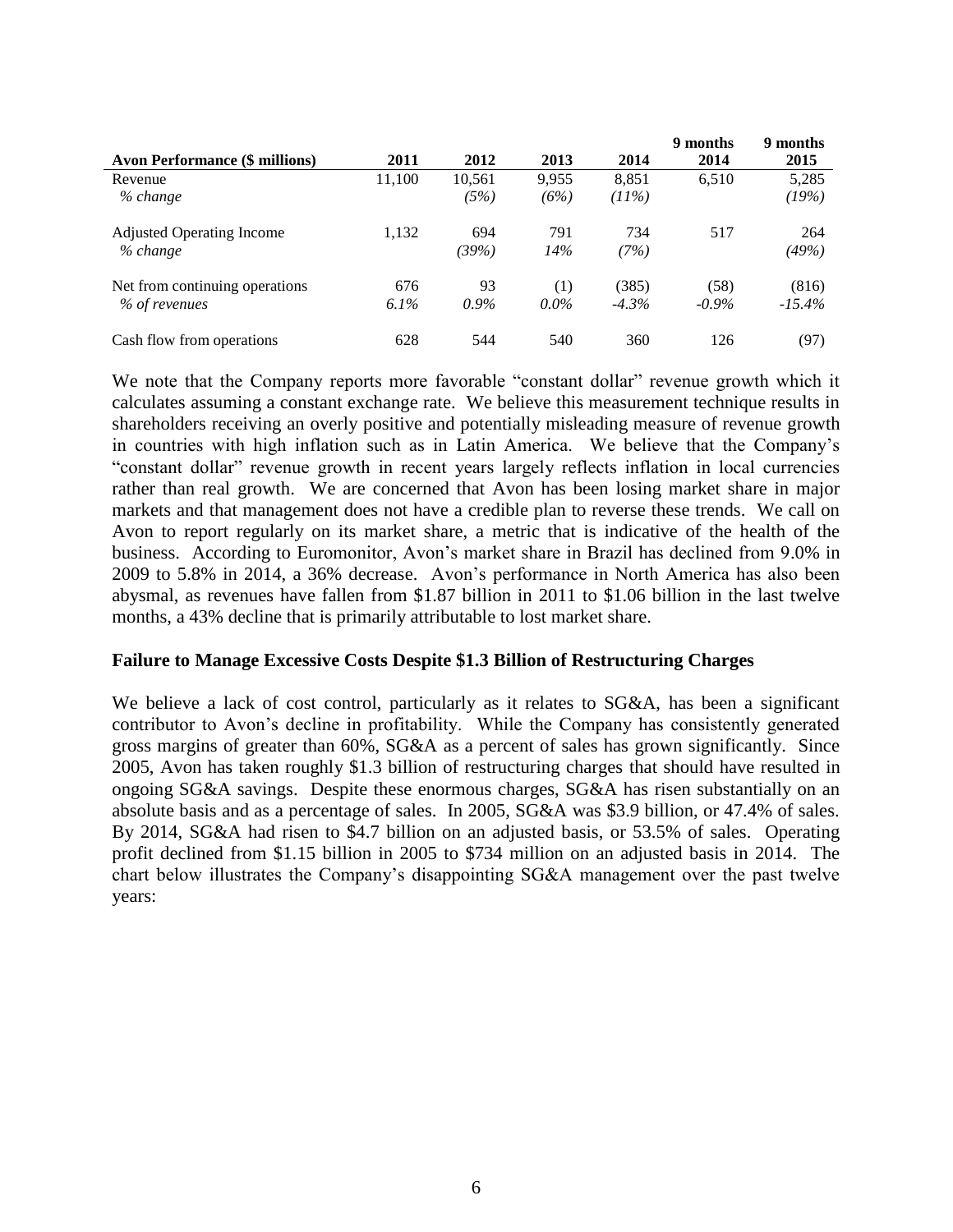| Avon Performance ($ millions) | 2011 | 2012 | 2013 | 2014 | 9 months 2014 | 9 months 2015 |
|---|---|---|---|---|---|---|
| Revenue | 11,100 | 10,561 | 9,955 | 8,851 | 6,510 | 5,285 |
| *% change* | | *(5%)* | *(6%)* | *(11%)* | | *(19%)* |
| Adjusted Operating Income | 1,132 | 694 | 791 | 734 | 517 | 264 |
| *% change* | | *(39%)* | *14%* | *(7%)* | | *(49%)* |
| Net from continuing operations | 676 | 93 | (1) | (385) | (58) | (816) |
| *% of revenues* | *6.1%* | *0.9%* | *0.0%* | *-4.3%* | *-0.9%* | *-15.4%* |
| Cash flow from operations | 628 | 544 | 540 | 360 | 126 | (97) |

We note that the Company reports more favorable "constant dollar" revenue growth which it calculates assuming a constant exchange rate. We believe this measurement technique results in shareholders receiving an overly positive and potentially misleading measure of revenue growth in countries with high inflation such as in Latin America. We believe that the Company's "constant dollar" revenue growth in recent years largely reflects inflation in local currencies rather than real growth. We are concerned that Avon has been losing market share in major markets and that management does not have a credible plan to reverse these trends. We call on Avon to report regularly on its market share, a metric that is indicative of the health of the business. According to Euromonitor, Avon's market share in Brazil has declined from 9.0% in 2009 to 5.8% in 2014, a 36% decrease. Avon's performance in North America has also been abysmal, as revenues have fallen from $1.87 billion in 2011 to $1.06 billion in the last twelve months, a 43% decline that is primarily attributable to lost market share.

**Failure to Manage Excessive Costs Despite $1.3 Billion of Restructuring Charges**

We believe a lack of cost control, particularly as it relates to SG&A, has been a significant contributor to Avon's decline in profitability. While the Company has consistently generated gross margins of greater than 60%, SG&A as a percent of sales has grown significantly. Since 2005, Avon has taken roughly $1.3 billion of restructuring charges that should have resulted in ongoing SG&A savings. Despite these enormous charges, SG&A has risen substantially on an absolute basis and as a percentage of sales. In 2005, SG&A was $3.9 billion, or 47.4% of sales. By 2014, SG&A had risen to $4.7 billion on an adjusted basis, or 53.5% of sales. Operating profit declined from $1.15 billion in 2005 to $734 million on an adjusted basis in 2014. The chart below illustrates the Company's disappointing SG&A management over the past twelve years: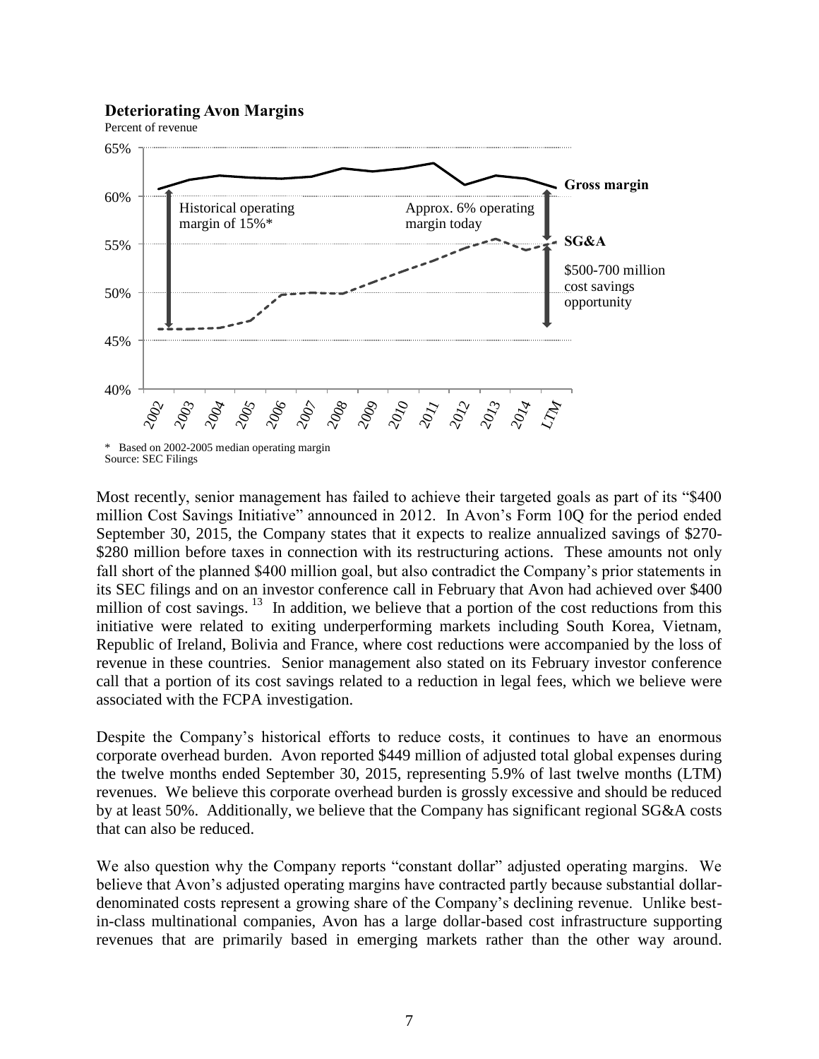**Deteriorating Avon Margins**

Percent of revenue

\* Based on 2002-2005 median operating margin

Source: SEC Filings

Most recently, senior management has failed to achieve their targeted goals as part of its "$400 million Cost Savings Initiative" announced in 2012. In Avon's Form 10Q for the period ended September 30, 2015, the Company states that it expects to realize annualized savings of $270-$280 million before taxes in connection with its restructuring actions. These amounts not only fall short of the planned $400 million goal, but also contradict the Company's prior statements in its SEC filings and on an investor conference call in February that Avon had achieved over $400 million of cost savings.[13] In addition, we believe that a portion of the cost reductions from this initiative were related to exiting underperforming markets including South Korea, Vietnam, Republic of Ireland, Bolivia and France, where cost reductions were accompanied by the loss of revenue in these countries. Senior management also stated on its February investor conference call that a portion of its cost savings related to a reduction in legal fees, which we believe were associated with the FCPA investigation.

Despite the Company's historical efforts to reduce costs, it continues to have an enormous corporate overhead burden. Avon reported $449 million of adjusted total global expenses during the twelve months ended September 30, 2015, representing 5.9% of last twelve months (LTM) revenues. We believe this corporate overhead burden is grossly excessive and should be reduced by at least 50%. Additionally, we believe that the Company has significant regional SG&A costs that can also be reduced.

We also question why the Company reports "constant dollar" adjusted operating margins. We believe that Avon's adjusted operating margins have contracted partly because substantial dollar-denominated costs represent a growing share of the Company's declining revenue. Unlike best-in-class multinational companies, Avon has a large dollar-based cost infrastructure supporting revenues that are primarily based in emerging markets rather than the other way around.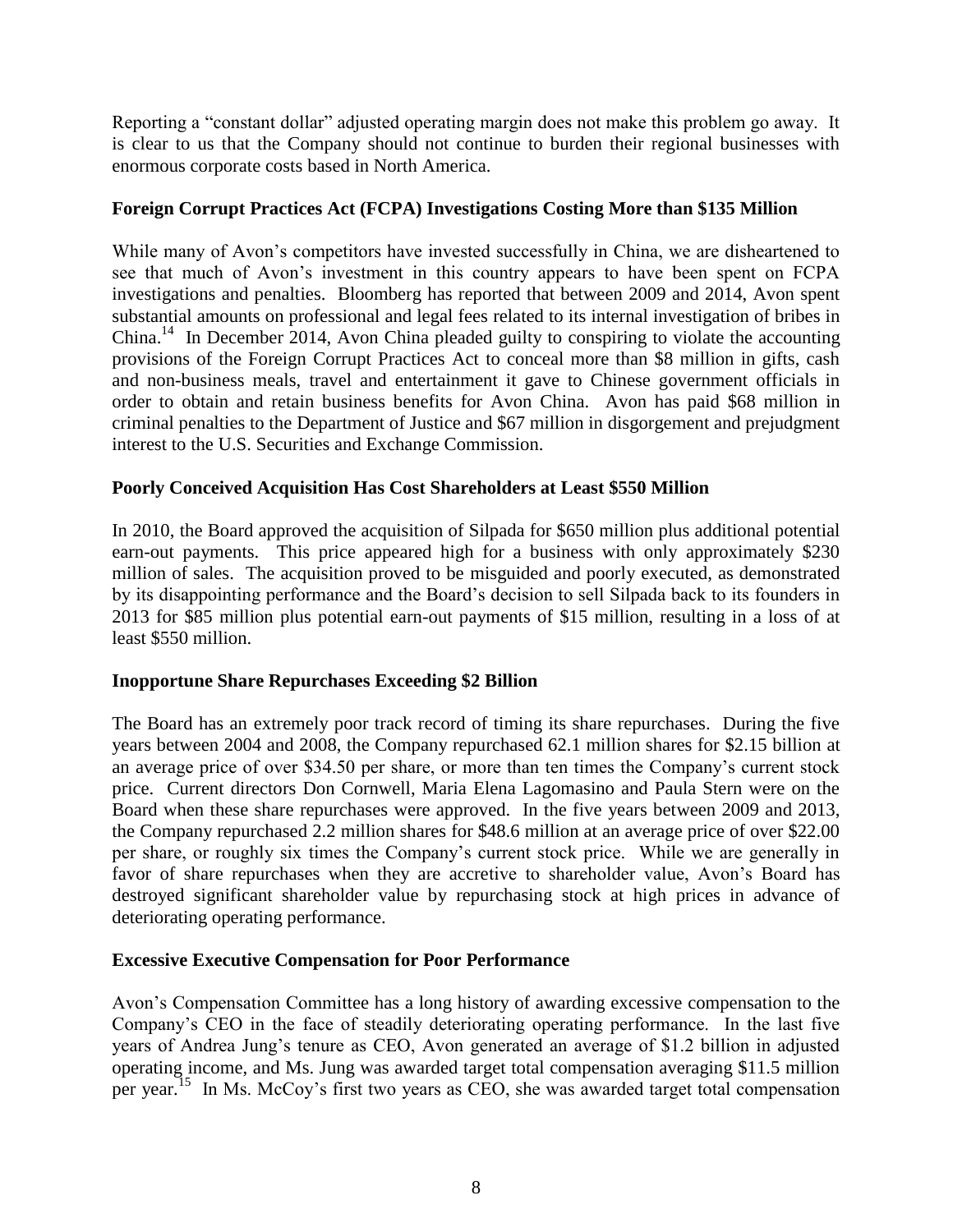Reporting a "constant dollar" adjusted operating margin does not make this problem go away. It is clear to us that the Company should not continue to burden their regional businesses with enormous corporate costs based in North America.

### Foreign Corrupt Practices Act (FCPA) Investigations Costing More than $135 Million

While many of Avon's competitors have invested successfully in China, we are disheartened to see that much of Avon's investment in this country appears to have been spent on FCPA investigations and penalties. Bloomberg has reported that between 2009 and 2014, Avon spent substantial amounts on professional and legal fees related to its internal investigation of bribes in China.[14] In December 2014, Avon China pleaded guilty to conspiring to violate the accounting provisions of the Foreign Corrupt Practices Act to conceal more than $8 million in gifts, cash and non-business meals, travel and entertainment it gave to Chinese government officials in order to obtain and retain business benefits for Avon China. Avon has paid $68 million in criminal penalties to the Department of Justice and $67 million in disgorgement and prejudgment interest to the U.S. Securities and Exchange Commission.

### Poorly Conceived Acquisition Has Cost Shareholders at Least $550 Million

In 2010, the Board approved the acquisition of Silpada for $650 million plus additional potential earn-out payments. This price appeared high for a business with only approximately $230 million of sales. The acquisition proved to be misguided and poorly executed, as demonstrated by its disappointing performance and the Board's decision to sell Silpada back to its founders in 2013 for $85 million plus potential earn-out payments of $15 million, resulting in a loss of at least $550 million.

### Inopportune Share Repurchases Exceeding $2 Billion

The Board has an extremely poor track record of timing its share repurchases. During the five years between 2004 and 2008, the Company repurchased 62.1 million shares for $2.15 billion at an average price of over $34.50 per share, or more than ten times the Company's current stock price. Current directors Don Cornwell, Maria Elena Lagomasino and Paula Stern were on the Board when these share repurchases were approved. In the five years between 2009 and 2013, the Company repurchased 2.2 million shares for $48.6 million at an average price of over $22.00 per share, or roughly six times the Company's current stock price. While we are generally in favor of share repurchases when they are accretive to shareholder value, Avon's Board has destroyed significant shareholder value by repurchasing stock at high prices in advance of deteriorating operating performance.

### Excessive Executive Compensation for Poor Performance

Avon's Compensation Committee has a long history of awarding excessive compensation to the Company's CEO in the face of steadily deteriorating operating performance. In the last five years of Andrea Jung's tenure as CEO, Avon generated an average of $1.2 billion in adjusted operating income, and Ms. Jung was awarded target total compensation averaging $11.5 million per year.[15] In Ms. McCoy's first two years as CEO, she was awarded target total compensation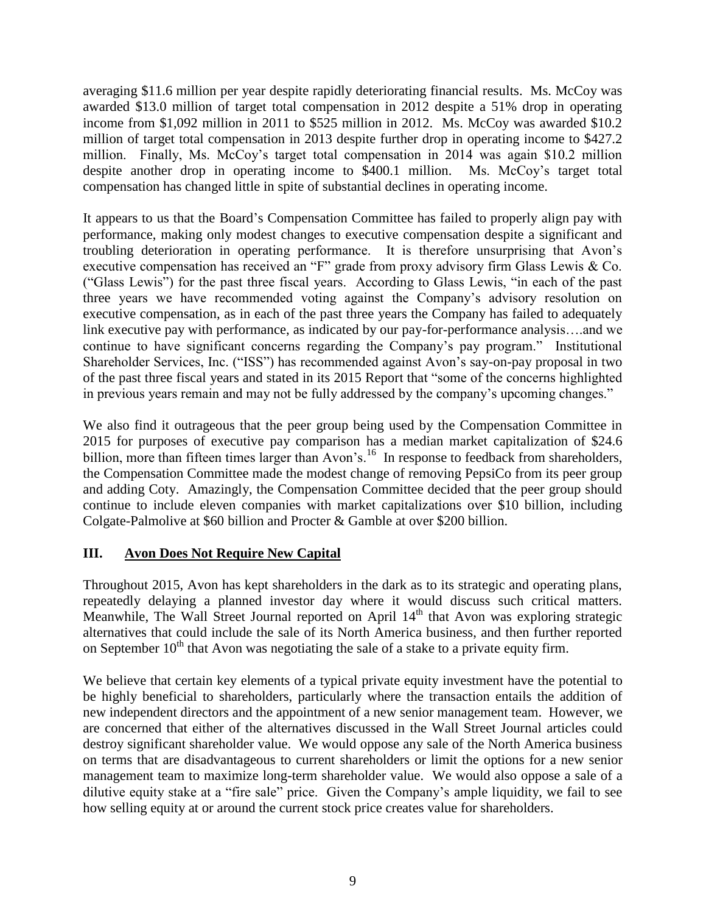averaging \$11.6 million per year despite rapidly deteriorating financial results. Ms. McCoy was awarded \$13.0 million of target total compensation in 2012 despite a 51% drop in operating income from \$1,092 million in 2011 to \$525 million in 2012. Ms. McCoy was awarded \$10.2 million of target total compensation in 2013 despite further drop in operating income to \$427.2 million. Finally, Ms. McCoy's target total compensation in 2014 was again \$10.2 million despite another drop in operating income to \$400.1 million. Ms. McCoy's target total compensation has changed little in spite of substantial declines in operating income.

It appears to us that the Board's Compensation Committee has failed to properly align pay with performance, making only modest changes to executive compensation despite a significant and troubling deterioration in operating performance. It is therefore unsurprising that Avon's executive compensation has received an "F" grade from proxy advisory firm Glass Lewis & Co. ("Glass Lewis") for the past three fiscal years. According to Glass Lewis, "in each of the past three years we have recommended voting against the Company's advisory resolution on executive compensation, as in each of the past three years the Company has failed to adequately link executive pay with performance, as indicated by our pay-for-performance analysis….and we continue to have significant concerns regarding the Company's pay program." Institutional Shareholder Services, Inc. ("ISS") has recommended against Avon's say-on-pay proposal in two of the past three fiscal years and stated in its 2015 Report that "some of the concerns highlighted in previous years remain and may not be fully addressed by the company's upcoming changes."

We also find it outrageous that the peer group being used by the Compensation Committee in 2015 for purposes of executive pay comparison has a median market capitalization of \$24.6 billion, more than fifteen times larger than Avon's.[16] In response to feedback from shareholders, the Compensation Committee made the modest change of removing PepsiCo from its peer group and adding Coty. Amazingly, the Compensation Committee decided that the peer group should continue to include eleven companies with market capitalizations over \$10 billion, including Colgate-Palmolive at \$60 billion and Procter & Gamble at over \$200 billion.

## III. Avon Does Not Require New Capital

Throughout 2015, Avon has kept shareholders in the dark as to its strategic and operating plans, repeatedly delaying a planned investor day where it would discuss such critical matters. Meanwhile, The Wall Street Journal reported on April 14th that Avon was exploring strategic alternatives that could include the sale of its North America business, and then further reported on September 10th that Avon was negotiating the sale of a stake to a private equity firm.

We believe that certain key elements of a typical private equity investment have the potential to be highly beneficial to shareholders, particularly where the transaction entails the addition of new independent directors and the appointment of a new senior management team. However, we are concerned that either of the alternatives discussed in the Wall Street Journal articles could destroy significant shareholder value. We would oppose any sale of the North America business on terms that are disadvantageous to current shareholders or limit the options for a new senior management team to maximize long-term shareholder value. We would also oppose a sale of a dilutive equity stake at a "fire sale" price. Given the Company's ample liquidity, we fail to see how selling equity at or around the current stock price creates value for shareholders.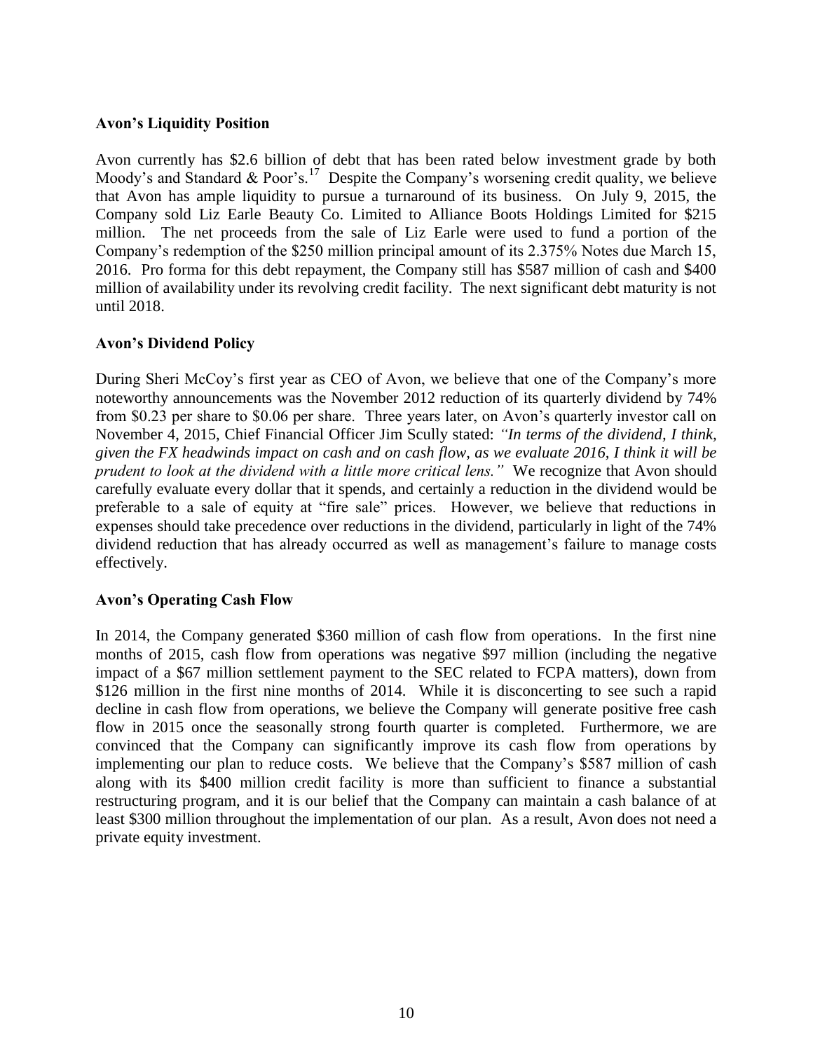**Avon's Liquidity Position**

Avon currently has \$2.6 billion of debt that has been rated below investment grade by both Moody's and Standard & Poor's.[17] Despite the Company's worsening credit quality, we believe that Avon has ample liquidity to pursue a turnaround of its business. On July 9, 2015, the Company sold Liz Earle Beauty Co. Limited to Alliance Boots Holdings Limited for \$215 million. The net proceeds from the sale of Liz Earle were used to fund a portion of the Company's redemption of the \$250 million principal amount of its 2.375% Notes due March 15, 2016. Pro forma for this debt repayment, the Company still has \$587 million of cash and \$400 million of availability under its revolving credit facility. The next significant debt maturity is not until 2018.

**Avon's Dividend Policy**

During Sheri McCoy's first year as CEO of Avon, we believe that one of the Company's more noteworthy announcements was the November 2012 reduction of its quarterly dividend by 74% from \$0.23 per share to \$0.06 per share. Three years later, on Avon's quarterly investor call on November 4, 2015, Chief Financial Officer Jim Scully stated: *"In terms of the dividend, I think, given the FX headwinds impact on cash and on cash flow, as we evaluate 2016, I think it will be prudent to look at the dividend with a little more critical lens."* We recognize that Avon should carefully evaluate every dollar that it spends, and certainly a reduction in the dividend would be preferable to a sale of equity at "fire sale" prices. However, we believe that reductions in expenses should take precedence over reductions in the dividend, particularly in light of the 74% dividend reduction that has already occurred as well as management's failure to manage costs effectively.

**Avon's Operating Cash Flow**

In 2014, the Company generated \$360 million of cash flow from operations. In the first nine months of 2015, cash flow from operations was negative \$97 million (including the negative impact of a \$67 million settlement payment to the SEC related to FCPA matters), down from \$126 million in the first nine months of 2014. While it is disconcerting to see such a rapid decline in cash flow from operations, we believe the Company will generate positive free cash flow in 2015 once the seasonally strong fourth quarter is completed. Furthermore, we are convinced that the Company can significantly improve its cash flow from operations by implementing our plan to reduce costs. We believe that the Company's \$587 million of cash along with its \$400 million credit facility is more than sufficient to finance a substantial restructuring program, and it is our belief that the Company can maintain a cash balance of at least \$300 million throughout the implementation of our plan. As a result, Avon does not need a private equity investment.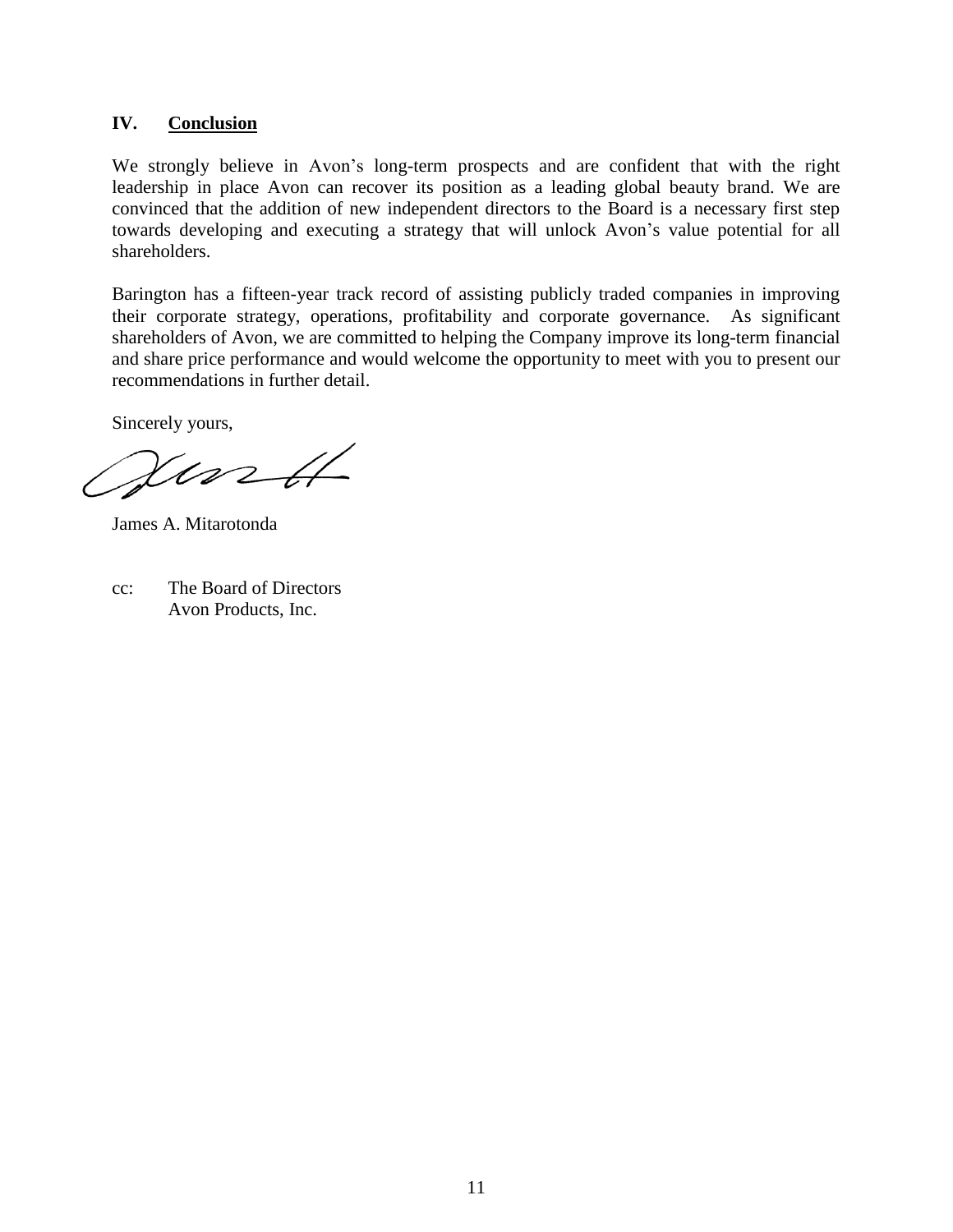## IV. Conclusion

We strongly believe in Avon's long-term prospects and are confident that with the right leadership in place Avon can recover its position as a leading global beauty brand. We are convinced that the addition of new independent directors to the Board is a necessary first step towards developing and executing a strategy that will unlock Avon's value potential for all shareholders.

Barington has a fifteen-year track record of assisting publicly traded companies in improving their corporate strategy, operations, profitability and corporate governance. As significant shareholders of Avon, we are committed to helping the Company improve its long-term financial and share price performance and would welcome the opportunity to meet with you to present our recommendations in further detail.

Sincerely yours,

James A. Mitarotonda

cc: The Board of Directors
Avon Products, Inc.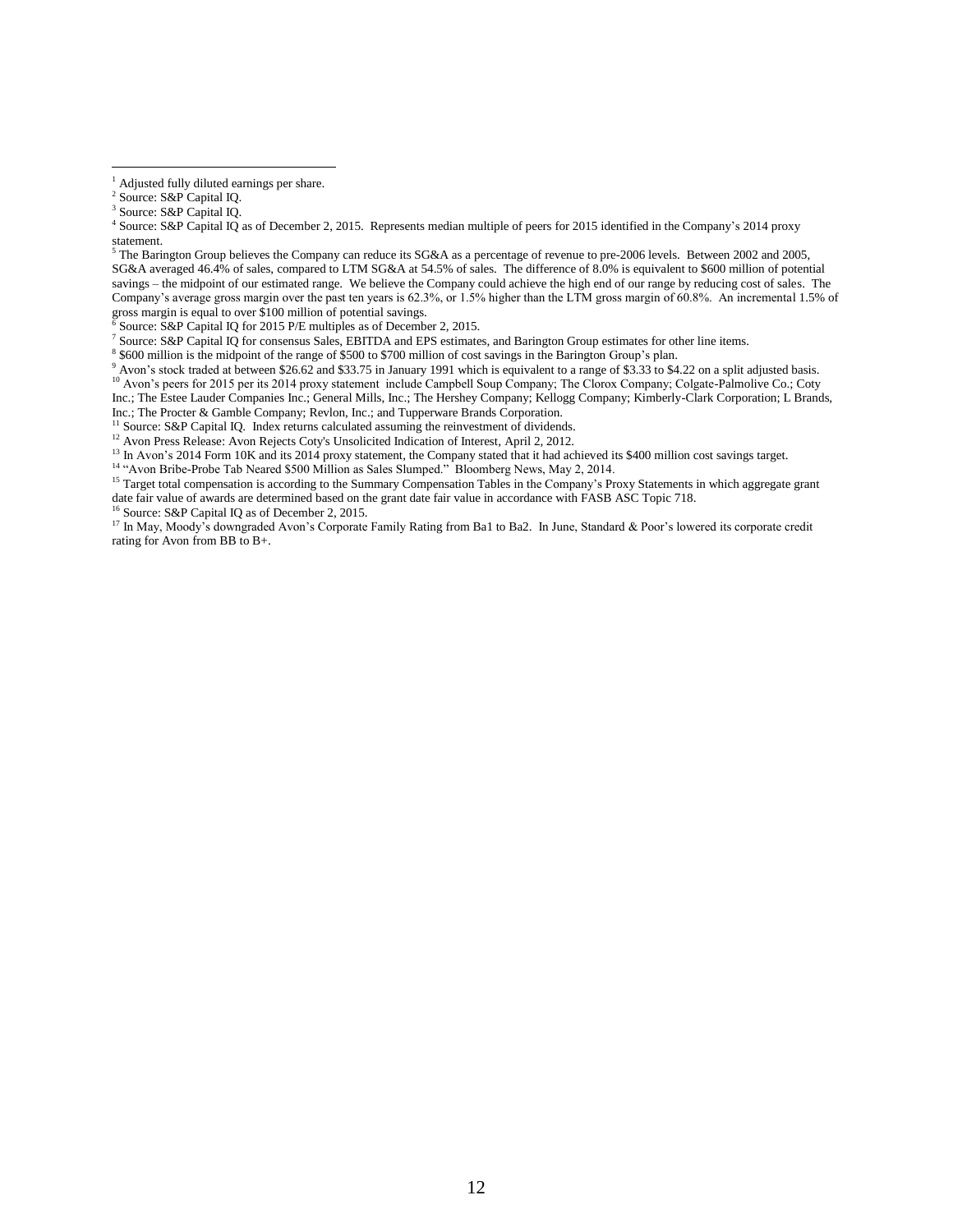[1] Adjusted fully diluted earnings per share.

[2] Source: S&P Capital IQ.

[3] Source: S&P Capital IQ.

[4] Source: S&P Capital IQ as of December 2, 2015. Represents median multiple of peers for 2015 identified in the Company's 2014 proxy statement.

[5] The Barington Group believes the Company can reduce its SG&A as a percentage of revenue to pre-2006 levels. Between 2002 and 2005, SG&A averaged 46.4% of sales, compared to LTM SG&A at 54.5% of sales. The difference of 8.0% is equivalent to $600 million of potential savings – the midpoint of our estimated range. We believe the Company could achieve the high end of our range by reducing cost of sales. The Company's average gross margin over the past ten years is 62.3%, or 1.5% higher than the LTM gross margin of 60.8%. An incremental 1.5% of gross margin is equal to over $100 million of potential savings.

[6] Source: S&P Capital IQ for 2015 P/E multiples as of December 2, 2015.

[7] Source: S&P Capital IQ for consensus Sales, EBITDA and EPS estimates, and Barington Group estimates for other line items.

[8] $600 million is the midpoint of the range of $500 to $700 million of cost savings in the Barington Group's plan.

[9] Avon's stock traded at between $26.62 and $33.75 in January 1991 which is equivalent to a range of $3.33 to $4.22 on a split adjusted basis.

[10] Avon's peers for 2015 per its 2014 proxy statement include Campbell Soup Company; The Clorox Company; Colgate-Palmolive Co.; Coty Inc.; The Estee Lauder Companies Inc.; General Mills, Inc.; The Hershey Company; Kellogg Company; Kimberly-Clark Corporation; L Brands, Inc.; The Procter & Gamble Company; Revlon, Inc.; and Tupperware Brands Corporation.

[11] Source: S&P Capital IQ. Index returns calculated assuming the reinvestment of dividends.

[12] Avon Press Release: Avon Rejects Coty's Unsolicited Indication of Interest, April 2, 2012.

[13] In Avon's 2014 Form 10K and its 2014 proxy statement, the Company stated that it had achieved its $400 million cost savings target.

[14] "Avon Bribe-Probe Tab Neared $500 Million as Sales Slumped." Bloomberg News, May 2, 2014.

[15] Target total compensation is according to the Summary Compensation Tables in the Company's Proxy Statements in which aggregate grant date fair value of awards are determined based on the grant date fair value in accordance with FASB ASC Topic 718.

[16] Source: S&P Capital IQ as of December 2, 2015.

[17] In May, Moody's downgraded Avon's Corporate Family Rating from Ba1 to Ba2. In June, Standard & Poor's lowered its corporate credit rating for Avon from BB to B+.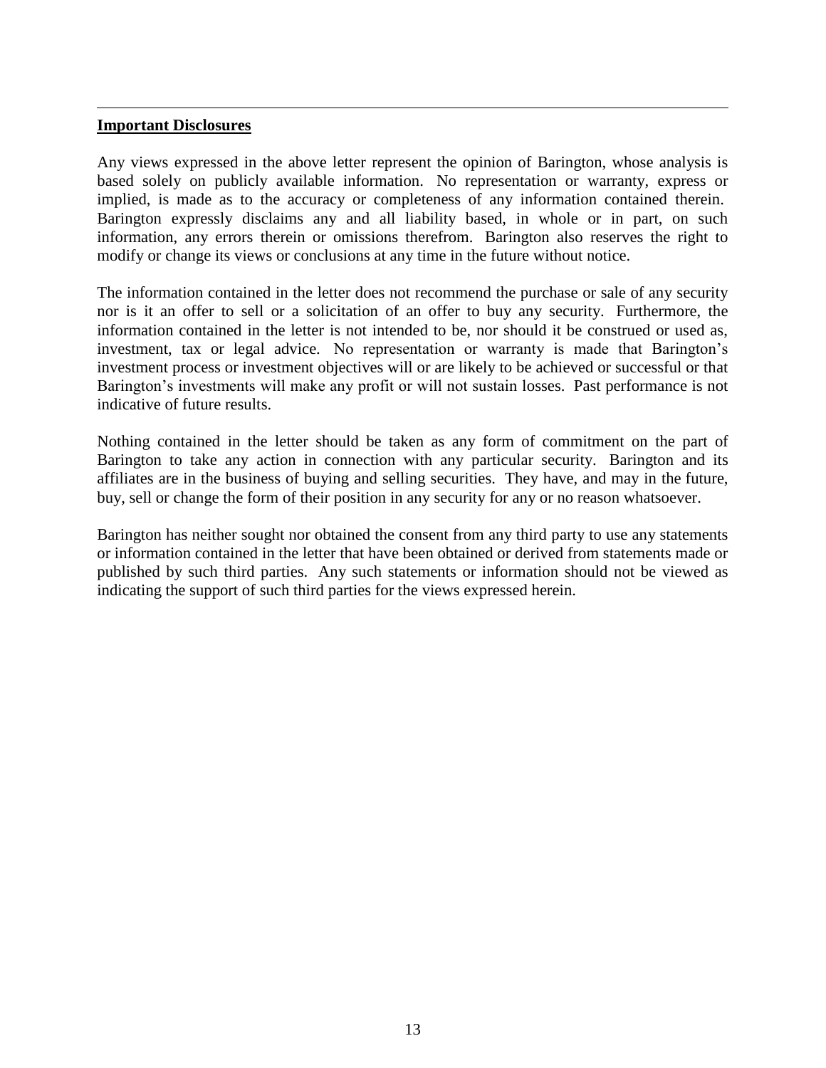**Important Disclosures**

Any views expressed in the above letter represent the opinion of Barington, whose analysis is based solely on publicly available information. No representation or warranty, express or implied, is made as to the accuracy or completeness of any information contained therein. Barington expressly disclaims any and all liability based, in whole or in part, on such information, any errors therein or omissions therefrom. Barington also reserves the right to modify or change its views or conclusions at any time in the future without notice.

The information contained in the letter does not recommend the purchase or sale of any security nor is it an offer to sell or a solicitation of an offer to buy any security. Furthermore, the information contained in the letter is not intended to be, nor should it be construed or used as, investment, tax or legal advice. No representation or warranty is made that Barington's investment process or investment objectives will or are likely to be achieved or successful or that Barington's investments will make any profit or will not sustain losses. Past performance is not indicative of future results.

Nothing contained in the letter should be taken as any form of commitment on the part of Barington to take any action in connection with any particular security. Barington and its affiliates are in the business of buying and selling securities. They have, and may in the future, buy, sell or change the form of their position in any security for any or no reason whatsoever.

Barington has neither sought nor obtained the consent from any third party to use any statements or information contained in the letter that have been obtained or derived from statements made or published by such third parties. Any such statements or information should not be viewed as indicating the support of such third parties for the views expressed herein.